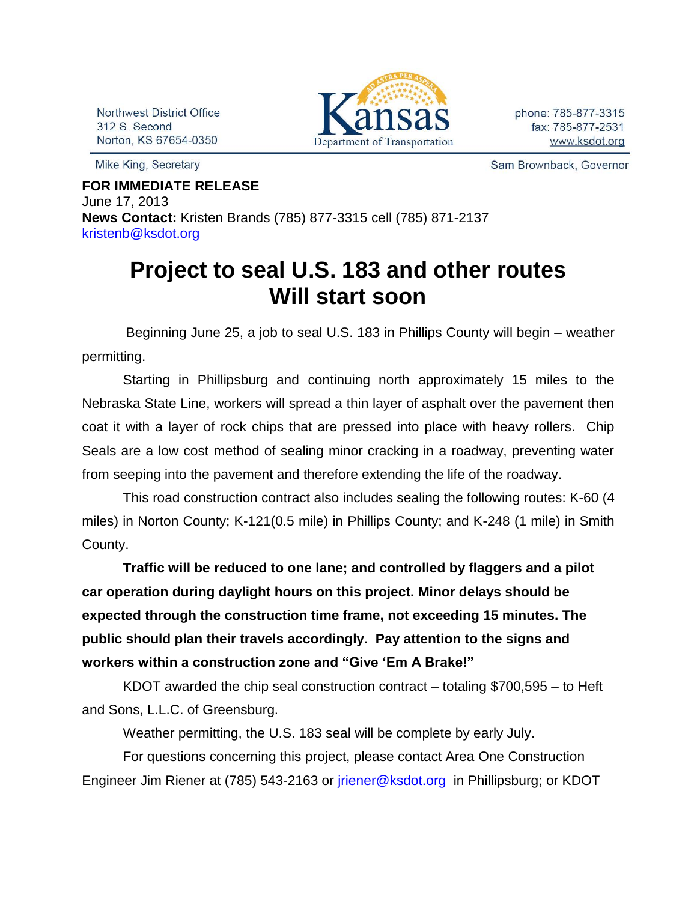Northwest District Office
312 S. Second
Norton, KS 67654-0350

Kansas
Department of Transportation

phone: 785-877-3315
fax: 785-877-2531
www.ksdot.org

Mike King, Secretary

Sam Brownback, Governor

**FOR IMMEDIATE RELEASE**
June 17, 2013
**News Contact:** Kristen Brands (785) 877-3315 cell (785) 871-2137
kristenb@ksdot.org

# Project to seal U.S. 183 and other routes Will start soon

Beginning June 25, a job to seal U.S. 183 in Phillips County will begin – weather permitting.

Starting in Phillipsburg and continuing north approximately 15 miles to the Nebraska State Line, workers will spread a thin layer of asphalt over the pavement then coat it with a layer of rock chips that are pressed into place with heavy rollers. Chip Seals are a low cost method of sealing minor cracking in a roadway, preventing water from seeping into the pavement and therefore extending the life of the roadway.

This road construction contract also includes sealing the following routes: K-60 (4 miles) in Norton County; K-121(0.5 mile) in Phillips County; and K-248 (1 mile) in Smith County.

**Traffic will be reduced to one lane; and controlled by flaggers and a pilot car operation during daylight hours on this project. Minor delays should be expected through the construction time frame, not exceeding 15 minutes. The public should plan their travels accordingly. Pay attention to the signs and workers within a construction zone and "Give 'Em A Brake!"**

KDOT awarded the chip seal construction contract – totaling $700,595 – to Heft and Sons, L.L.C. of Greensburg.

Weather permitting, the U.S. 183 seal will be complete by early July.

For questions concerning this project, please contact Area One Construction Engineer Jim Riener at (785) 543-2163 or jriener@ksdot.org in Phillipsburg; or KDOT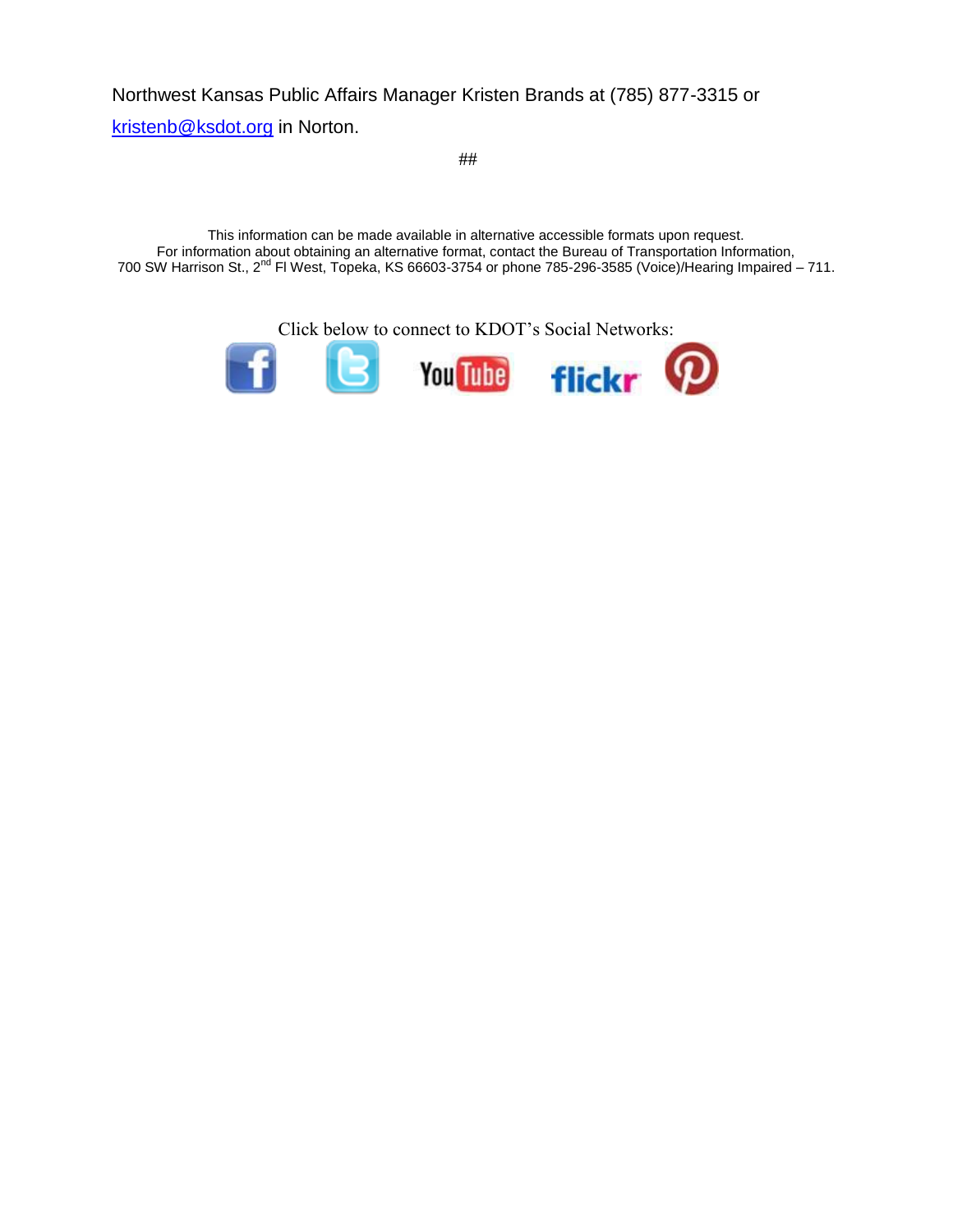Northwest Kansas Public Affairs Manager Kristen Brands at (785) 877-3315 or kristenb@ksdot.org in Norton.

##

This information can be made available in alternative accessible formats upon request.
For information about obtaining an alternative format, contact the Bureau of Transportation Information, 700 SW Harrison St., 2nd Fl West, Topeka, KS 66603-3754 or phone 785-296-3585 (Voice)/Hearing Impaired – 711.

Click below to connect to KDOT's Social Networks: